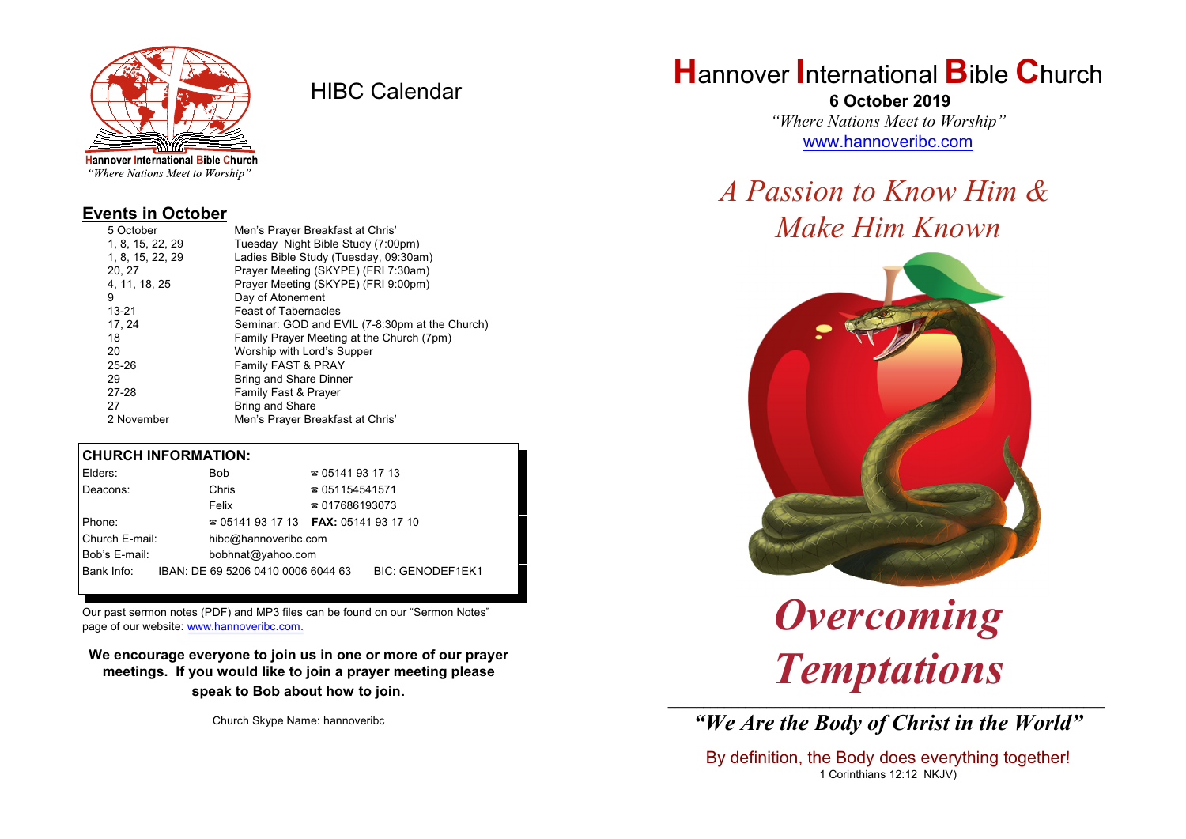Hannover International Bible Church

*"Where Nations Meet to Worship"*

# HIBC Calendar

## Events in October

| Date | Event |
|---|---|
| 5 October | Men's Prayer Breakfast at Chris' |
| 1, 8, 15, 22, 29 | Tuesday Night Bible Study (7:00pm) |
| 1, 8, 15, 22, 29 | Ladies Bible Study (Tuesday, 09:30am) |
| 20, 27 | Prayer Meeting (SKYPE) (FRI 7:30am) |
| 4, 11, 18, 25 | Prayer Meeting (SKYPE) (FRI 9:00pm) |
| 9 | Day of Atonement |
| 13-21 | Feast of Tabernacles |
| 17, 24 | Seminar: GOD and EVIL (7-8:30pm at the Church) |
| 18 | Family Prayer Meeting at the Church (7pm) |
| 20 | Worship with Lord's Supper |
| 25-26 | Family FAST & PRAY |
| 29 | Bring and Share Dinner |
| 27-28 | Family Fast & Prayer |
| 27 | Bring and Share |
| 2 November | Men's Prayer Breakfast at Chris' |

## CHURCH INFORMATION:

| | | |
|---|---|---|
| Elders: | Bob | ☎ 05141 93 17 13 |
| Deacons: | Chris | ☎ 051154541571 |
| | Felix | ☎ 017686193073 |
| Phone: | ☎ 05141 93 17 13 | **FAX:** 05141 93 17 10 |
| Church E-mail: | hibc@hannoveribc.com | |
| Bob's E-mail: | bobhnat@yahoo.com | |
| Bank Info: | IBAN: DE 69 5206 0410 0006 6044 63 | BIC: GENODEF1EK1 |

Our past sermon notes (PDF) and MP3 files can be found on our "Sermon Notes" page of our website: www.hannoveribc.com.

**We encourage everyone to join us in one or more of our prayer meetings. If you would like to join a prayer meeting please speak to Bob about how to join.**

Church Skype Name: hannoveribc

# Hannover International Bible Church

**6 October 2019**

*"Where Nations Meet to Worship"*

www.hannoveribc.com

*A Passion to Know Him & Make Him Known*

# *Overcoming Temptations*

---

***"We Are the Body of Christ in the World"***

By definition, the Body does everything together!

1 Corinthians 12:12 NKJV)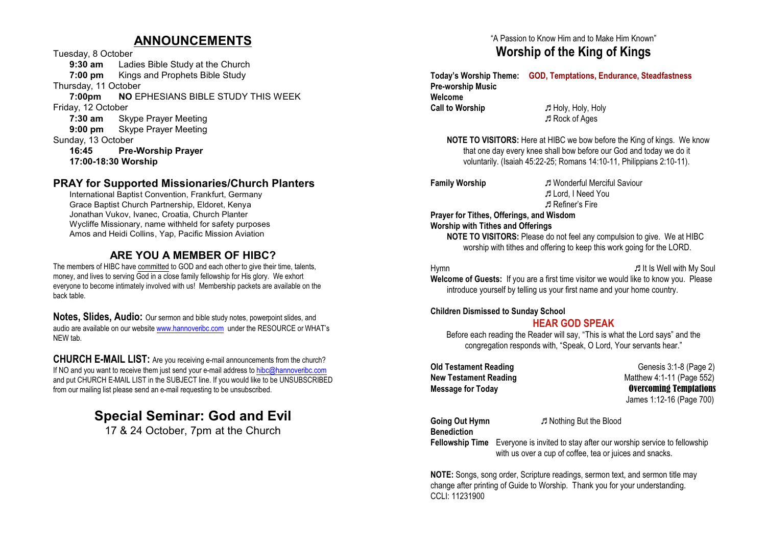# ANNOUNCEMENTS

Tuesday, 8 October
- **9:30 am** Ladies Bible Study at the Church
- **7:00 pm** Kings and Prophets Bible Study

Thursday, 11 October
- **7:00pm** **NO** EPHESIANS BIBLE STUDY THIS WEEK

Friday, 12 October
- **7:30 am** Skype Prayer Meeting
- **9:00 pm** Skype Prayer Meeting

Sunday, 13 October
- **16:45** **Pre-Worship Prayer**
- **17:00-18:30 Worship**

## PRAY for Supported Missionaries/Church Planters

International Baptist Convention, Frankfurt, Germany
Grace Baptist Church Partnership, Eldoret, Kenya
Jonathan Vukov, Ivanec, Croatia, Church Planter
Wycliffe Missionary, name withheld for safety purposes
Amos and Heidi Collins, Yap, Pacific Mission Aviation

## ARE YOU A MEMBER OF HIBC?

The members of HIBC have committed to GOD and each other to give their time, talents, money, and lives to serving God in a close family fellowship for His glory. We exhort everyone to become intimately involved with us! Membership packets are available on the back table.

**Notes, Slides, Audio:** Our sermon and bible study notes, powerpoint slides, and audio are available on our website www.hannoveribc.com under the RESOURCE or WHAT's NEW tab.

**CHURCH E-MAIL LIST:** Are you receiving e-mail announcements from the church? If NO and you want to receive them just send your e-mail address to hibc@hannoveribc.com and put CHURCH E-MAIL LIST in the SUBJECT line. If you would like to be UNSUBSCRIBED from our mailing list please send an e-mail requesting to be unsubscribed.

## Special Seminar: God and Evil

17 & 24 October, 7pm at the Church

"A Passion to Know Him and to Make Him Known"

# Worship of the King of Kings

**Today's Worship Theme:** **GOD, Temptations, Endurance, Steadfastness**

**Pre-worship Music**

**Welcome**

**Call to Worship** ♬ Holy, Holy, Holy
♬ Rock of Ages

**NOTE TO VISITORS:** Here at HIBC we bow before the King of kings. We know that one day every knee shall bow before our God and today we do it voluntarily. (Isaiah 45:22-25; Romans 14:10-11, Philippians 2:10-11).

**Family Worship** ♬ Wonderful Merciful Saviour
♬ Lord, I Need You
♬ Refiner's Fire

**Prayer for Tithes, Offerings, and Wisdom**

**Worship with Tithes and Offerings**

**NOTE TO VISITORS:** Please do not feel any compulsion to give. We at HIBC worship with tithes and offering to keep this work going for the LORD.

Hymn ♬ It Is Well with My Soul

**Welcome of Guests:** If you are a first time visitor we would like to know you. Please introduce yourself by telling us your first name and your home country.

**Children Dismissed to Sunday School**

## HEAR GOD SPEAK

Before each reading the Reader will say, "This is what the Lord says" and the congregation responds with, "Speak, O Lord, Your servants hear."

**Old Testament Reading** Genesis 3:1-8 (Page 2)
**New Testament Reading** Matthew 4:1-11 (Page 552)
**Message for Today** **Overcoming Temptations**
James 1:12-16 (Page 700)

**Going Out Hymn** ♬ Nothing But the Blood

**Benediction**

**Fellowship Time** Everyone is invited to stay after our worship service to fellowship with us over a cup of coffee, tea or juices and snacks.

**NOTE:** Songs, song order, Scripture readings, sermon text, and sermon title may change after printing of Guide to Worship. Thank you for your understanding.
CCLI: 11231900